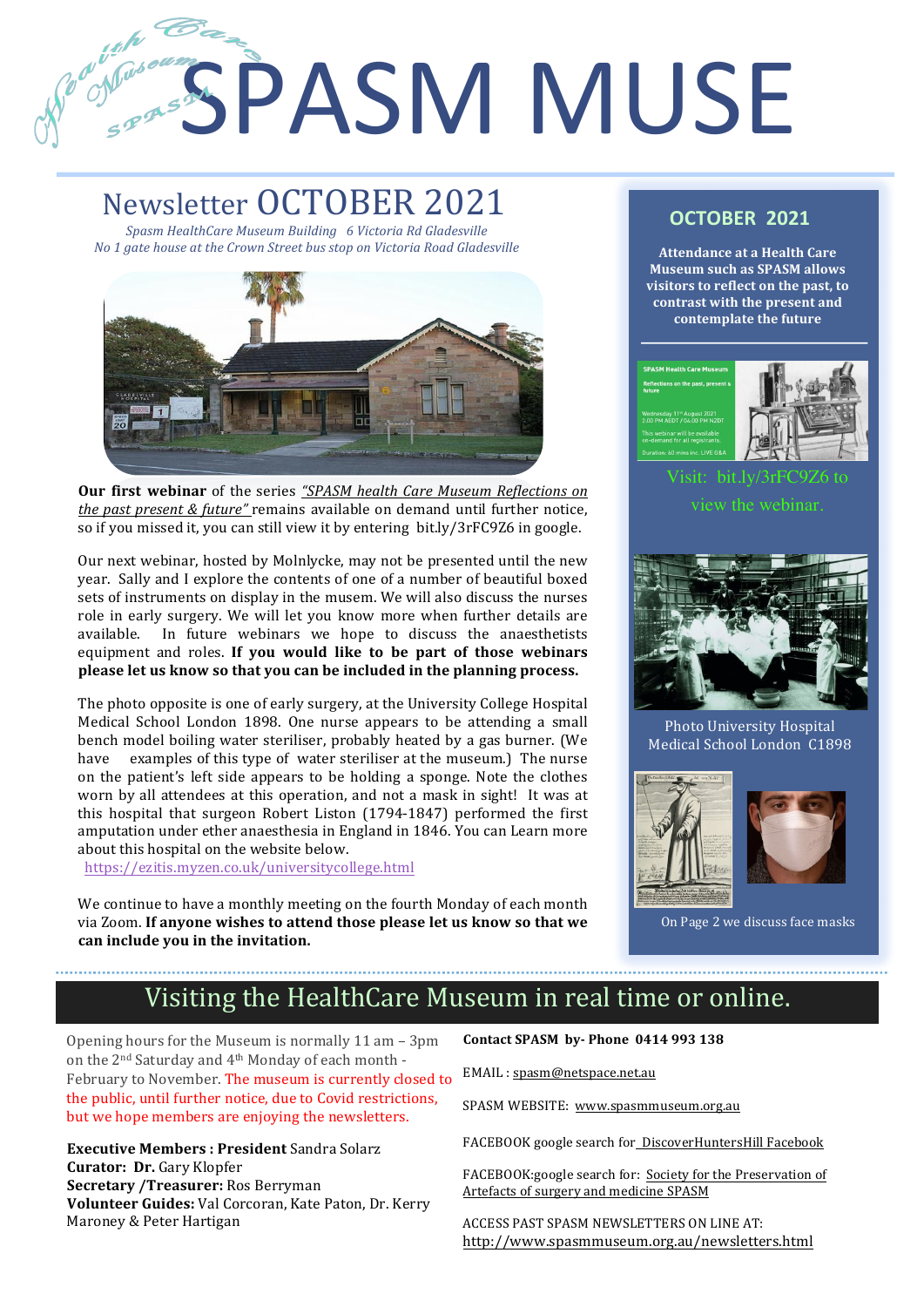# SPASM MUSE

## Newsletter OCTOBER 2021

*Spasm HealthCare Museum Building 6 Victoria Rd Gladesville*
*No 1 gate house at the Crown Street bus stop on Victoria Road Gladesville*

**Our first webinar** of the series *"SPASM health Care Museum Reflections on the past present & future"* remains available on demand until further notice, so if you missed it, you can still view it by entering bit.ly/3rFC9Z6 in google.

Our next webinar, hosted by Molnlycke, may not be presented until the new year. Sally and I explore the contents of one of a number of beautiful boxed sets of instruments on display in the musem. We will also discuss the nurses role in early surgery. We will let you know more when further details are available. In future webinars we hope to discuss the anaesthetists equipment and roles. **If you would like to be part of those webinars please let us know so that you can be included in the planning process.**

The photo opposite is one of early surgery, at the University College Hospital Medical School London 1898. One nurse appears to be attending a small bench model boiling water steriliser, probably heated by a gas burner. (We have examples of this type of water steriliser at the museum.) The nurse on the patient's left side appears to be holding a sponge. Note the clothes worn by all attendees at this operation, and not a mask in sight! It was at this hospital that surgeon Robert Liston (1794-1847) performed the first amputation under ether anaesthesia in England in 1846. You can Learn more about this hospital on the website below.

https://ezitis.myzen.co.uk/universitycollege.html

We continue to have a monthly meeting on the fourth Monday of each month via Zoom. **If anyone wishes to attend those please let us know so that we can include you in the invitation.**

### OCTOBER 2021

**Attendance at a Health Care Museum such as SPASM allows visitors to reflect on the past, to contrast with the present and contemplate the future**

Visit: bit.ly/3rFC9Z6 to view the webinar.

Photo University Hospital Medical School London C1898

On Page 2 we discuss face masks

## Visiting the HealthCare Museum in real time or online.

Opening hours for the Museum is normally 11 am – 3pm on the 2nd Saturday and 4th Monday of each month - February to November. The museum is currently closed to the public, until further notice, due to Covid restrictions, but we hope members are enjoying the newsletters.

**Executive Members : President** Sandra Solarz
**Curator: Dr.** Gary Klopfer
**Secretary /Treasurer:** Ros Berryman
**Volunteer Guides:** Val Corcoran, Kate Paton, Dr. Kerry Maroney & Peter Hartigan

**Contact SPASM by- Phone 0414 993 138**

EMAIL : spasm@netspace.net.au

SPASM WEBSITE: www.spasmmuseum.org.au

FACEBOOK google search for DiscoverHuntersHill Facebook

FACEBOOK:google search for: Society for the Preservation of Artefacts of surgery and medicine SPASM

ACCESS PAST SPASM NEWSLETTERS ON LINE AT: http://www.spasmmuseum.org.au/newsletters.html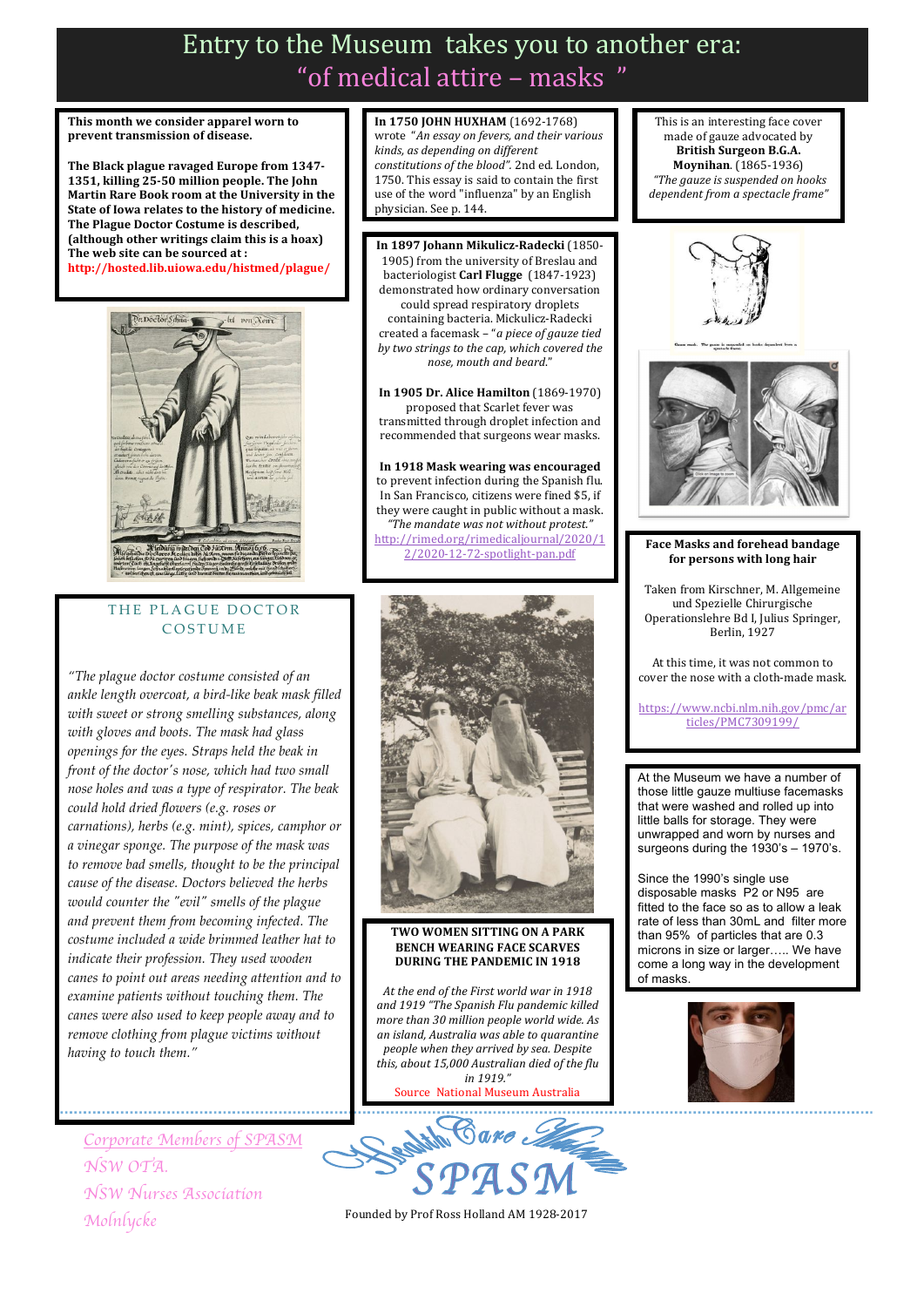# Entry to the Museum takes you to another era: "of medical attire – masks"

**This month we consider apparel worn to prevent transmission of disease.**

**The Black plague ravaged Europe from 1347-1351, killing 25-50 million people. The John Martin Rare Book room at the University in the State of Iowa relates to the history of medicine. The Plague Doctor Costume is described, (although other writings claim this is a hoax) The web site can be sourced at : http://hosted.lib.uiowa.edu/histmed/plague/**

## THE PLAGUE DOCTOR COSTUME

*"The plague doctor costume consisted of an ankle length overcoat, a bird-like beak mask filled with sweet or strong smelling substances, along with gloves and boots. The mask had glass openings for the eyes. Straps held the beak in front of the doctor's nose, which had two small nose holes and was a type of respirator. The beak could hold dried flowers (e.g. roses or carnations), herbs (e.g. mint), spices, camphor or a vinegar sponge. The purpose of the mask was to remove bad smells, thought to be the principal cause of the disease. Doctors believed the herbs would counter the "evil" smells of the plague and prevent them from becoming infected. The costume included a wide brimmed leather hat to indicate their profession. They used wooden canes to point out areas needing attention and to examine patients without touching them. The canes were also used to keep people away and to remove clothing from plague victims without having to touch them."*

**In 1750 JOHN HUXHAM** (1692-1768) wrote *"An essay on fevers, and their various kinds, as depending on different constitutions of the blood"*. 2nd ed. London, 1750. This essay is said to contain the first use of the word "influenza" by an English physician. See p. 144.

**In 1897 Johann Mikulicz-Radecki** (1850-1905) from the university of Breslau and bacteriologist **Carl Flugge** (1847-1923) demonstrated how ordinary conversation could spread respiratory droplets containing bacteria. Mickulicz-Radecki created a facemask – "*a piece of gauze tied by two strings to the cap, which covered the nose, mouth and beard.*"

**In 1905 Dr. Alice Hamilton** (1869-1970) proposed that Scarlet fever was transmitted through droplet infection and recommended that surgeons wear masks.

**In 1918 Mask wearing was encouraged** to prevent infection during the Spanish flu. In San Francisco, citizens were fined $5, if they were caught in public without a mask. *"The mandate was not without protest."* http://rimed.org/rimedicaljournal/2020/12/2020-12-72-spotlight-pan.pdf

**TWO WOMEN SITTING ON A PARK BENCH WEARING FACE SCARVES DURING THE PANDEMIC IN 1918**

*At the end of the First world war in 1918 and 1919 "The Spanish Flu pandemic killed more than 30 million people world wide. As an island, Australia was able to quarantine people when they arrived by sea. Despite this, about 15,000 Australian died of the flu in 1919."*

Source National Museum Australia

This is an interesting face cover made of gauze advocated by **British Surgeon B.G.A. Moynihan**. (1865-1936) *"The gauze is suspended on hooks dependent from a spectacle frame"*

**Face Masks and forehead bandage for persons with long hair**

Taken from Kirschner, M. Allgemeine und Spezielle Chirurgische Operationslehre Bd I, Julius Springer, Berlin, 1927

At this time, it was not common to cover the nose with a cloth-made mask.

https://www.ncbi.nlm.nih.gov/pmc/articles/PMC7309199/

At the Museum we have a number of those little gauze multiuse facemasks that were washed and rolled up into little balls for storage. They were unwrapped and worn by nurses and surgeons during the 1930's – 1970's.

Since the 1990's single use disposable masks P2 or N95 are fitted to the face so as to allow a leak rate of less than 30mL and filter more than 95% of particles that are 0.3 microns in size or larger….. We have come a long way in the development of masks.

*Corporate Members of SPASM*
*NSW OTA*
*NSW Nurses Association*
*Molnlycke*

Health Care Museum SPASM

Founded by Prof Ross Holland AM 1928-2017